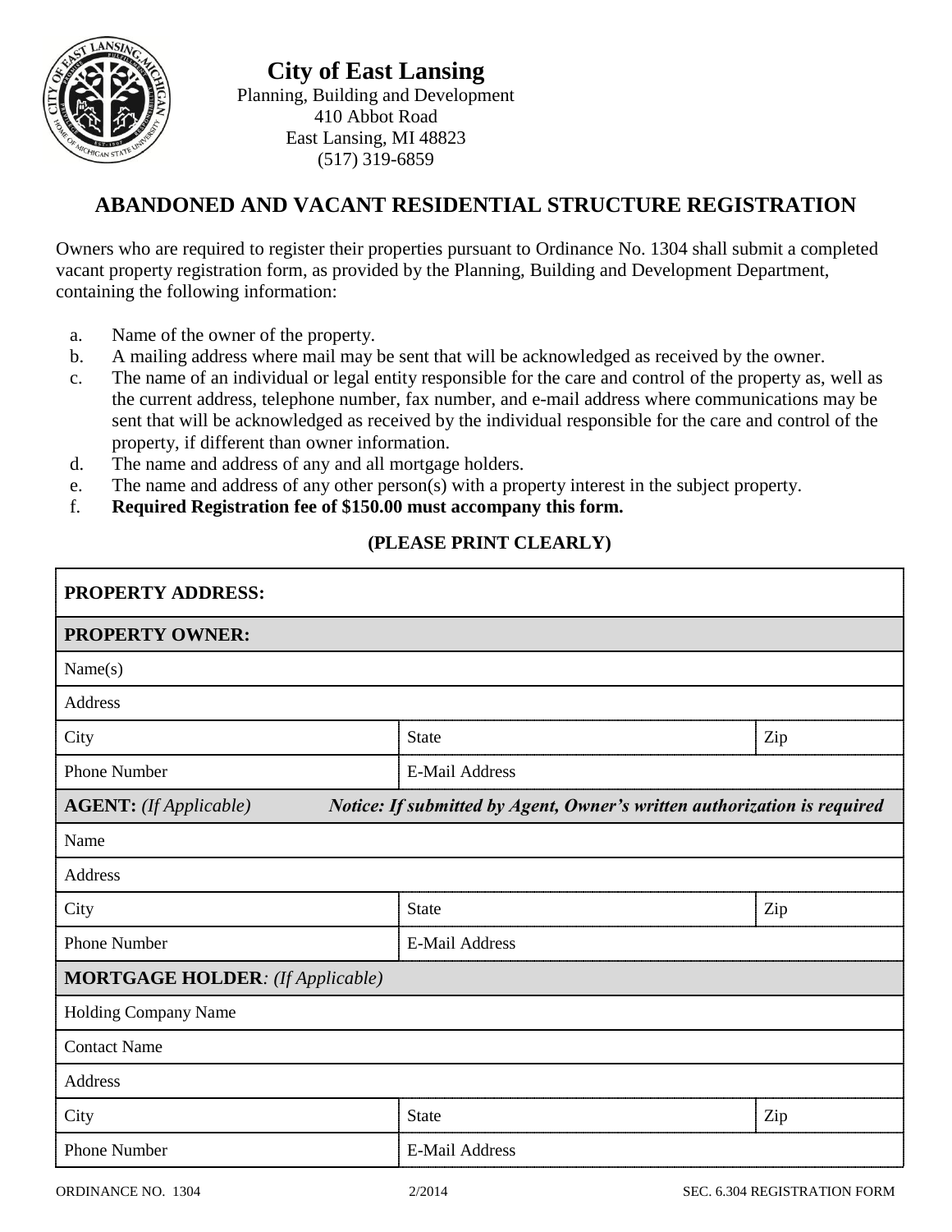# City of East Lansing

Planning, Building and Development
410 Abbot Road
East Lansing, MI 48823
(517) 319-6859

## ABANDONED AND VACANT RESIDENTIAL STRUCTURE REGISTRATION

Owners who are required to register their properties pursuant to Ordinance No. 1304 shall submit a completed vacant property registration form, as provided by the Planning, Building and Development Department, containing the following information:

a. Name of the owner of the property.
b. A mailing address where mail may be sent that will be acknowledged as received by the owner.
c. The name of an individual or legal entity responsible for the care and control of the property as, well as the current address, telephone number, fax number, and e-mail address where communications may be sent that will be acknowledged as received by the individual responsible for the care and control of the property, if different than owner information.
d. The name and address of any and all mortgage holders.
e. The name and address of any other person(s) with a property interest in the subject property.
f. **Required Registration fee of $150.00 must accompany this form.**

**(PLEASE PRINT CLEARLY)**

| **PROPERTY ADDRESS:** | | |
|---|---|---|
| **PROPERTY OWNER:** | | |
| Name(s) | | |
| Address | | |
| City | State | Zip |
| Phone Number | E-Mail Address | |
| **AGENT:** *(If Applicable)* | ***Notice: If submitted by Agent, Owner's written authorization is required*** | |
| Name | | |
| Address | | |
| City | State | Zip |
| Phone Number | E-Mail Address | |
| **MORTGAGE HOLDER***: (If Applicable)* | | |
| Holding Company Name | | |
| Contact Name | | |
| Address | | |
| City | State | Zip |
| Phone Number | E-Mail Address | |

ORDINANCE NO. 1304 2/2014 SEC. 6.304 REGISTRATION FORM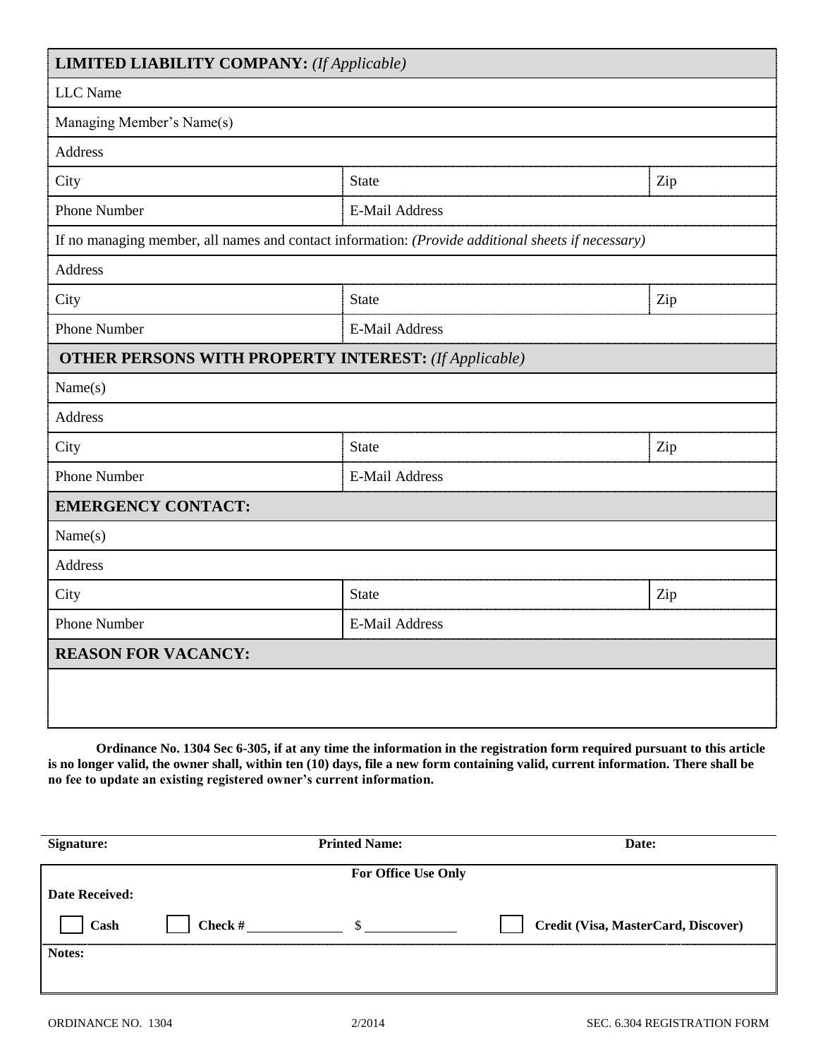| **LIMITED LIABILITY COMPANY:** *(If Applicable)* | | |
|---|---|---|
| LLC Name | | |
| Managing Member's Name(s) | | |
| Address | | |
| City | State | Zip |
| Phone Number | E-Mail Address | |
| If no managing member, all names and contact information: *(Provide additional sheets if necessary)* | | |
| Address | | |
| City | State | Zip |
| Phone Number | E-Mail Address | |
| **OTHER PERSONS WITH PROPERTY INTEREST:** *(If Applicable)* | | |
| Name(s) | | |
| Address | | |
| City | State | Zip |
| Phone Number | E-Mail Address | |
| **EMERGENCY CONTACT:** | | |
| Name(s) | | |
| Address | | |
| City | State | Zip |
| Phone Number | E-Mail Address | |
| **REASON FOR VACANCY:** | | |
| | | |

**Ordinance No. 1304 Sec 6-305, if at any time the information in the registration form required pursuant to this article is no longer valid, the owner shall, within ten (10) days, file a new form containing valid, current information. There shall be no fee to update an existing registered owner's current information.**

| **Signature:** | **Printed Name:** | **Date:** |
|---|---|---|

| **For Office Use Only** | | | |
|---|---|---|---|
| **Date Received:** | | | |
| ☐ **Cash** | ☐ **Check #** ____________ | $ ____________ | ☐ **Credit (Visa, MasterCard, Discover)** |
| **Notes:** | | | |

ORDINANCE NO. 1304 2/2014 SEC. 6.304 REGISTRATION FORM